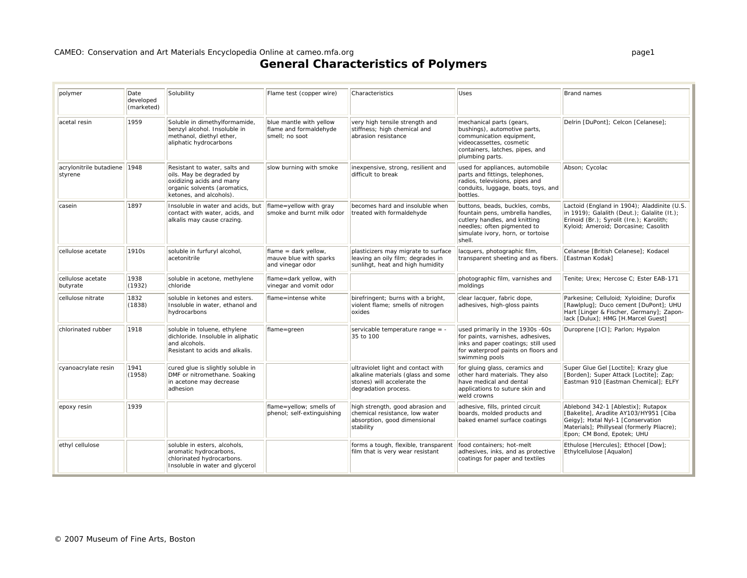# General Characteristics of Polymers

| polymer | Date developed (marketed) | Solubility | Flame test (copper wire) | Characteristics | Uses | Brand names |
|---|---|---|---|---|---|---|
| acetal resin | 1959 | Soluble in dimethylformamide, benzyl alcohol. Insoluble in methanol, diethyl ether, aliphatic hydrocarbons | blue mantle with yellow flame and formaldehyde smell; no soot | very high tensile strength and stiffness; high chemical and abrasion resistance | mechanical parts (gears, bushings), automotive parts, communication equipment, videocassettes, cosmetic containers, latches, pipes, and plumbing parts. | Delrin [DuPont]; Celcon [Celanese]; |
| acrylonitrile butadiene styrene | 1948 | Resistant to water, salts and oils. May be degraded by oxidizing acids and many organic solvents (aromatics, ketones, and alcohols). | slow burning with smoke | inexpensive, strong, resilient and difficult to break | used for appliances, automobile parts and fittings, telephones, radios, televisions, pipes and conduits, luggage, boats, toys, and bottles. | Abson; Cycolac |
| casein | 1897 | Insoluble in water and acids, but contact with water, acids, and alkalis may cause crazing. | flame=yellow with gray smoke and burnt milk odor | becomes hard and insoluble when treated with formaldehyde | buttons, beads, buckles, combs, fountain pens, umbrella handles, cutlery handles, and knitting needles; often pigmented to simulate ivory, horn, or tortoise shell. | Lactoid (England in 1904); Aladdinite (U.S. in 1919); Galalith (Deut.); Galalite (It.); Erinoid (Br.); Syrolit (Ire.); Karolith; Kyloid; Ameroid; Dorcasine; Casolith |
| cellulose acetate | 1910s | soluble in furfuryl alcohol, acetonitrile | flame = dark yellow, mauve blue with sparks and vinegar odor | plasticizers may migrate to surface leaving an oily film; degrades in sunlihgt, heat and high humidity | lacquers, photographic film, transparent sheeting and as fibers. | Celanese [British Celanese]; Kodacel [Eastman Kodak] |
| cellulose acetate butyrate | 1938 (1932) | soluble in acetone, methylene chloride | flame=dark yellow, with vinegar and vomit odor | | photographic film, varnishes and moldings | Tenite; Urex; Hercose C; Ester EAB-171 |
| cellulose nitrate | 1832 (1838) | soluble in ketones and esters. Insoluble in water, ethanol and hydrocarbons | flame=intense white | birefringent; burns with a bright, violent flame; smells of nitrogen oxides | clear lacquer, fabric dope, adhesives, high-gloss paints | Parkesine; Celluloid; Xyloidine; Durofix [Rawlplug]; Duco cement [DuPont]; UHU Hart [Linger & Fischer, Germany]; Zapon-lack [Dulux]; HMG [H.Marcel Guest] |
| chlorinated rubber | 1918 | soluble in toluene, ethylene dichloride. Insoluble in aliphatic and alcohols. Resistant to acids and alkalis. | flame=green | servicable temperature range = -35 to 100 | used primarily in the 1930s -60s for paints, varnishes, adhesives, inks and paper coatings; still used for waterproof paints on floors and swimming pools | Duroprene [ICI]; Parlon; Hypalon |
| cyanoacrylate resin | 1941 (1958) | cured glue is slightly soluble in DMF or nitromethane. Soaking in acetone may decrease adhesion | | ultraviolet light and contact with alkaline materials (glass and some stones) will accelerate the degradation process. | for gluing glass, ceramics and other hard materials. They also have medical and dental applications to suture skin and weld crowns | Super Glue Gel [Loctite]; Krazy glue [Borden]; Super Attack [Loctite]; Zap; Eastman 910 [Eastman Chemical]; ELFY |
| epoxy resin | 1939 | | flame=yellow; smells of phenol; self-extinguishing | high strength, good abrasion and chemical resistance, low water absorption, good dimensional stability | adhesive, fills, printed circuit boards, molded products and baked enamel surface coatings | Ablebond 342-1 [Ablestix]; Rutapox [Bakelite], Aradlite AY103/HY951 [Ciba Geigy]; Hxtal Nyl-1 [Conservation Materials]; Phillyseal (formerly Pliacre); Epon; CM Bond, Epotek; UHU |
| ethyl cellulose | | soluble in esters, alcohols, aromatic hydrocarbons, chlorinated hydrocarbons. Insoluble in water and glycerol | | forms a tough, flexible, transparent film that is very wear resistant | food containers; hot-melt adhesives, inks, and as protective coatings for paper and textiles | Ethulose [Hercules]; Ethocel [Dow]; Ethylcellulose [Aqualon] |

© 2007 Museum of Fine Arts, Boston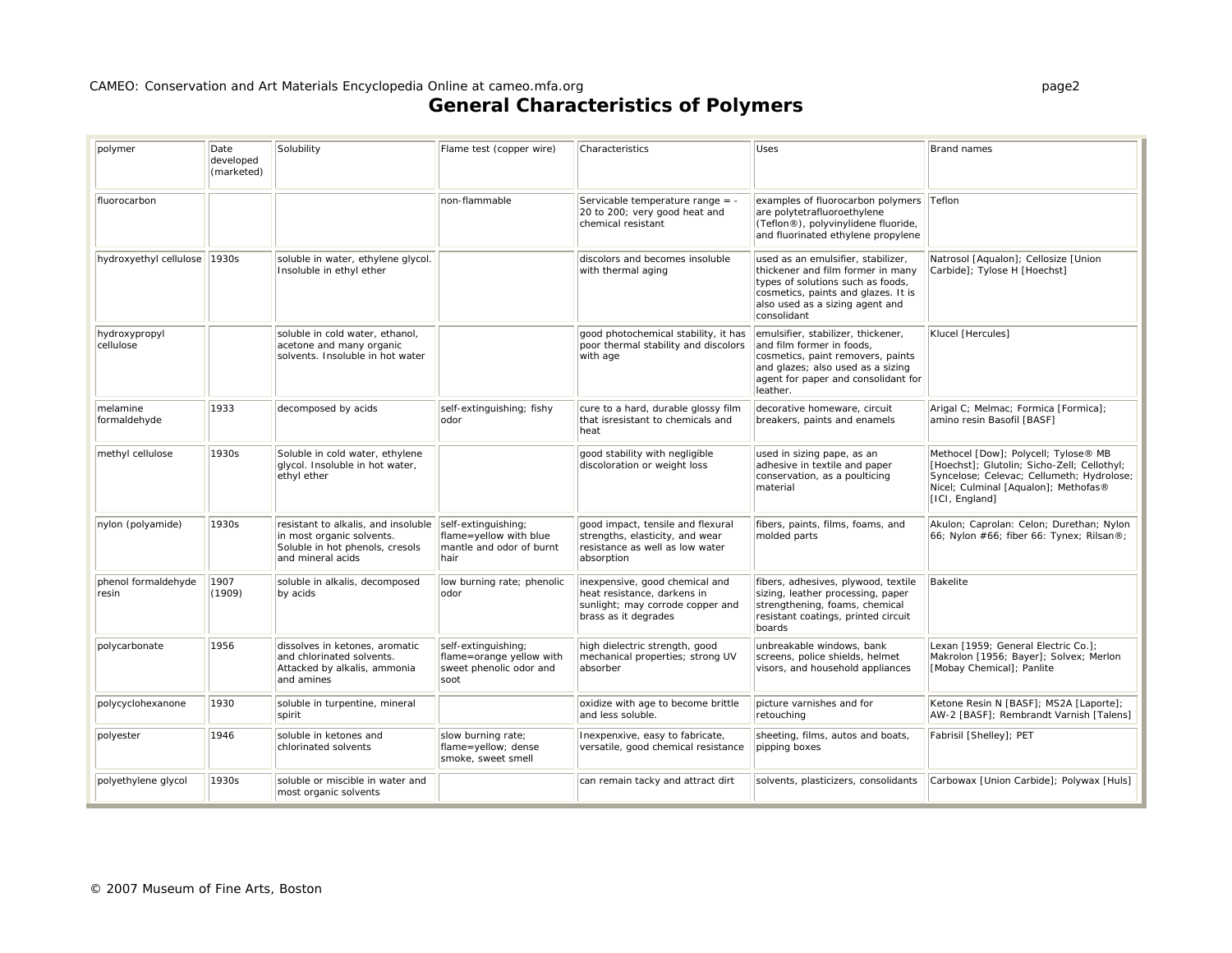# General Characteristics of Polymers

| polymer | Date developed (marketed) | Solubility | Flame test (copper wire) | Characteristics | Uses | Brand names |
|---|---|---|---|---|---|---|
| fluorocarbon | | | non-flammable | Servicable temperature range = -20 to 200; very good heat and chemical resistant | examples of fluorocarbon polymers are polytetrafluoroethylene (Teflon®), polyvinylidene fluoride, and fluorinated ethylene propylene | Teflon |
| hydroxyethyl cellulose | 1930s | soluble in water, ethylene glycol. Insoluble in ethyl ether | | discolors and becomes insoluble with thermal aging | used as an emulsifier, stabilizer, thickener and film former in many types of solutions such as foods, cosmetics, paints and glazes. It is also used as a sizing agent and consolidant | Natrosol [Aqualon]; Cellosize [Union Carbide]; Tylose H [Hoechst] |
| hydroxypropyl cellulose | | soluble in cold water, ethanol, acetone and many organic solvents. Insoluble in hot water | | good photochemical stability, it has poor thermal stability and discolors with age | emulsifier, stabilizer, thickener, and film former in foods, cosmetics, paint removers, paints and glazes; also used as a sizing agent for paper and consolidant for leather. | Klucel [Hercules] |
| melamine formaldehyde | 1933 | decomposed by acids | self-extinguishing; fishy odor | cure to a hard, durable glossy film that isresistant to chemicals and heat | decorative homeware, circuit breakers, paints and enamels | Arigal C; Melmac; Formica [Formica]; amino resin Basofil [BASF] |
| methyl cellulose | 1930s | Soluble in cold water, ethylene glycol. Insoluble in hot water, ethyl ether | | good stability with negligible discoloration or weight loss | used in sizing pape, as an adhesive in textile and paper conservation, as a poulticing material | Methocel [Dow]; Polycell; Tylose® MB [Hoechst]; Glutolin; Sicho-Zell; Cellothyl; Syncelose; Celevac; Cellumeth; Hydrolose; Nicel; Culminal [Aqualon]; Methofas® [ICI, England] |
| nylon (polyamide) | 1930s | resistant to alkalis, and insoluble in most organic solvents. Soluble in hot phenols, cresols and mineral acids | self-extinguishing; flame=yellow with blue mantle and odor of burnt hair | good impact, tensile and flexural strengths, elasticity, and wear resistance as well as low water absorption | fibers, paints, films, foams, and molded parts | Akulon; Caprolan: Celon; Durethan; Nylon 66; Nylon #66; fiber 66: Tynex; Rilsan®; |
| phenol formaldehyde resin | 1907 (1909) | soluble in alkalis, decomposed by acids | low burning rate; phenolic odor | inexpensive, good chemical and heat resistance, darkens in sunlight; may corrode copper and brass as it degrades | fibers, adhesives, plywood, textile sizing, leather processing, paper strengthening, foams, chemical resistant coatings, printed circuit boards | Bakelite |
| polycarbonate | 1956 | dissolves in ketones, aromatic and chlorinated solvents. Attacked by alkalis, ammonia and amines | self-extinguishing; flame=orange yellow with sweet phenolic odor and soot | high dielectric strength, good mechanical properties; strong UV absorber | unbreakable windows, bank screens, police shields, helmet visors, and household appliances | Lexan [1959; General Electric Co.]; Makrolon [1956; Bayer]; Solvex; Merlon [Mobay Chemical]; Panlite |
| polycyclohexanone | 1930 | soluble in turpentine, mineral spirit | | oxidize with age to become brittle and less soluble. | picture varnishes and for retouching | Ketone Resin N [BASF]; MS2A [Laporte]; AW-2 [BASF]; Rembrandt Varnish [Talens] |
| polyester | 1946 | soluble in ketones and chlorinated solvents | slow burning rate; flame=yellow; dense smoke, sweet smell | Inexpenxive, easy to fabricate, versatile, good chemical resistance | sheeting, films, autos and boats, pipping boxes | Fabrisil [Shelley]; PET |
| polyethylene glycol | 1930s | soluble or miscible in water and most organic solvents | | can remain tacky and attract dirt | solvents, plasticizers, consolidants | Carbowax [Union Carbide]; Polywax [Huls] |

© 2007 Museum of Fine Arts, Boston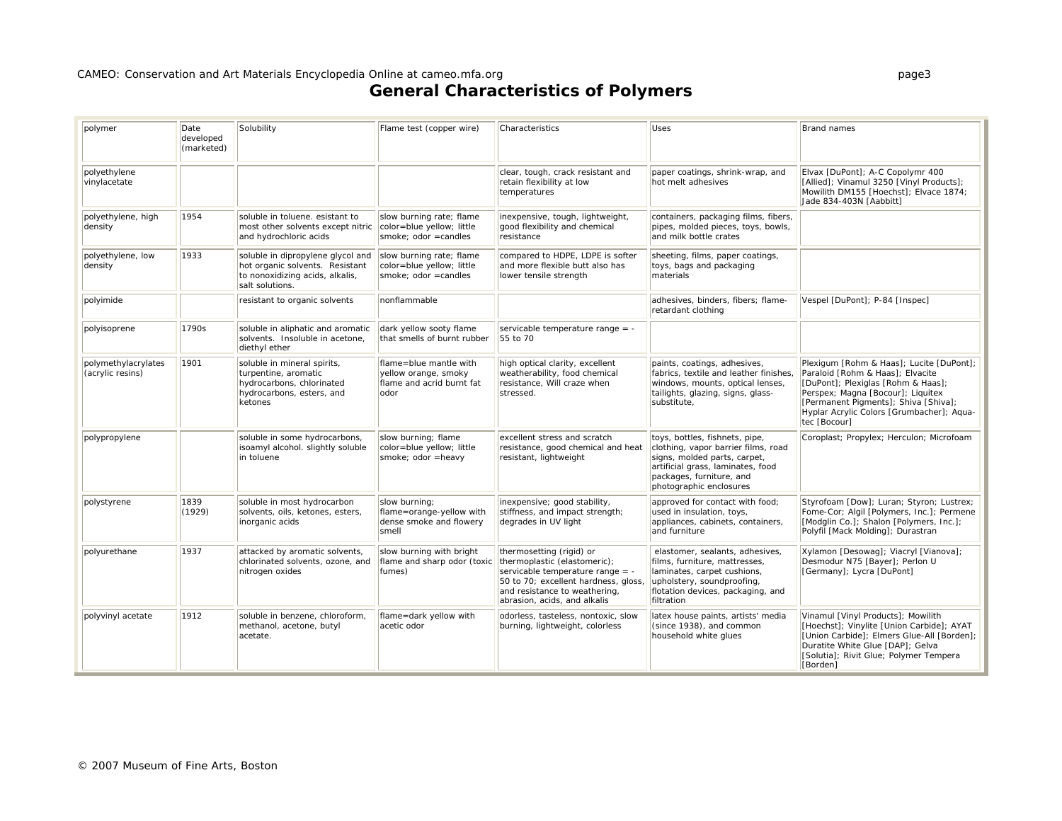# General Characteristics of Polymers

| polymer | Date developed (marketed) | Solubility | Flame test (copper wire) | Characteristics | Uses | Brand names |
|---|---|---|---|---|---|---|
| polyethylene vinylacetate | | | | clear, tough, crack resistant and retain flexibility at low temperatures | paper coatings, shrink-wrap, and hot melt adhesives | Elvax [DuPont]; A-C Copolymr 400 [Allied]; Vinamul 3250 [Vinyl Products]; Mowilith DM155 [Hoechst]; Elvace 1874; Jade 834-403N [Aabbitt] |
| polyethylene, high density | 1954 | soluble in toluene. esistant to most other solvents except nitric and hydrochloric acids | slow burning rate; flame color=blue yellow; little smoke; odor =candles | inexpensive, tough, lightweight, good flexibility and chemical resistance | containers, packaging films, fibers, pipes, molded pieces, toys, bowls, and milk bottle crates | |
| polyethylene, low density | 1933 | soluble in dipropylene glycol and hot organic solvents. Resistant to nonoxidizing acids, alkalis, salt solutions. | slow burning rate; flame color=blue yellow; little smoke; odor =candles | compared to HDPE, LDPE is softer and more flexible butt also has lower tensile strength | sheeting, films, paper coatings, toys, bags and packaging materials | |
| polyimide | | resistant to organic solvents | nonflammable | | adhesives, binders, fibers; flame-retardant clothing | Vespel [DuPont]; P-84 [Inspec] |
| polyisoprene | 1790s | soluble in aliphatic and aromatic solvents. Insoluble in acetone, diethyl ether | dark yellow sooty flame that smells of burnt rubber | servicable temperature range = -55 to 70 | | |
| polymethylacrylates (acrylic resins) | 1901 | soluble in mineral spirits, turpentine, aromatic hydrocarbons, chlorinated hydrocarbons, esters, and ketones | flame=blue mantle with yellow orange, smoky flame and acrid burnt fat odor | high optical clarity, excellent weatherability, food chemical resistance, Will craze when stressed. | paints, coatings, adhesives, fabrics, textile and leather finishes, windows, mounts, optical lenses, tailights, glazing, signs, glass-substitute, | Plexigum [Rohm & Haas]; Lucite [DuPont]; Paraloid [Rohm & Haas]; Elvacite [DuPont]; Plexiglas [Rohm & Haas]; Perspex; Magna [Bocour]; Liquitex [Permanent Pigments]; Shiva [Shiva]; Hyplar Acrylic Colors [Grumbacher]; Aqua-tec [Bocour] |
| polypropylene | | soluble in some hydrocarbons, isoamyl alcohol. slightly soluble in toluene | slow burning; flame color=blue yellow; little smoke; odor =heavy | excellent stress and scratch resistance, good chemical and heat resistant, lightweight | toys, bottles, fishnets, pipe, clothing, vapor barrier films, road signs, molded parts, carpet, artificial grass, laminates, food packages, furniture, and photographic enclosures | Coroplast; Propylex; Herculon; Microfoam |
| polystyrene | 1839 (1929) | soluble in most hydrocarbon solvents, oils, ketones, esters, inorganic acids | slow burning; flame=orange-yellow with dense smoke and flowery smell | inexpensive; good stability, stiffness, and impact strength; degrades in UV light | approved for contact with food; used in insulation, toys, appliances, cabinets, containers, and furniture | Styrofoam [Dow]; Luran; Styron; Lustrex; Fome-Cor; Algil [Polymers, Inc.]; Permene [Modglin Co.]; Shalon [Polymers, Inc.]; Polyfil [Mack Molding]; Durastran |
| polyurethane | 1937 | attacked by aromatic solvents, chlorinated solvents, ozone, and nitrogen oxides | slow burning with bright flame and sharp odor (toxic fumes) | thermosetting (rigid) or thermoplastic (elastomeric); servicable temperature range = -50 to 70; excellent hardness, gloss, and resistance to weathering, abrasion, acids, and alkalis | elastomer, sealants, adhesives, films, furniture, mattresses, laminates, carpet cushions, upholstery, soundproofing, flotation devices, packaging, and filtration | Xylamon [Desowag]; Viacryl [Vianova]; Desmodur N75 [Bayer]; Perlon U [Germany]; Lycra [DuPont] |
| polyvinyl acetate | 1912 | soluble in benzene, chloroform, methanol, acetone, butyl acetate. | flame=dark yellow with acetic odor | odorless, tasteless, nontoxic, slow burning, lightweight, colorless | latex house paints, artists' media (since 1938), and common household white glues | Vinamul [Vinyl Products]; Mowilith [Hoechst]; Vinylite [Union Carbide]; AYAT [Union Carbide]; Elmers Glue-All [Borden]; Duratite White Glue [DAP]; Gelva [Solutia]; Rivit Glue; Polymer Tempera [Borden] |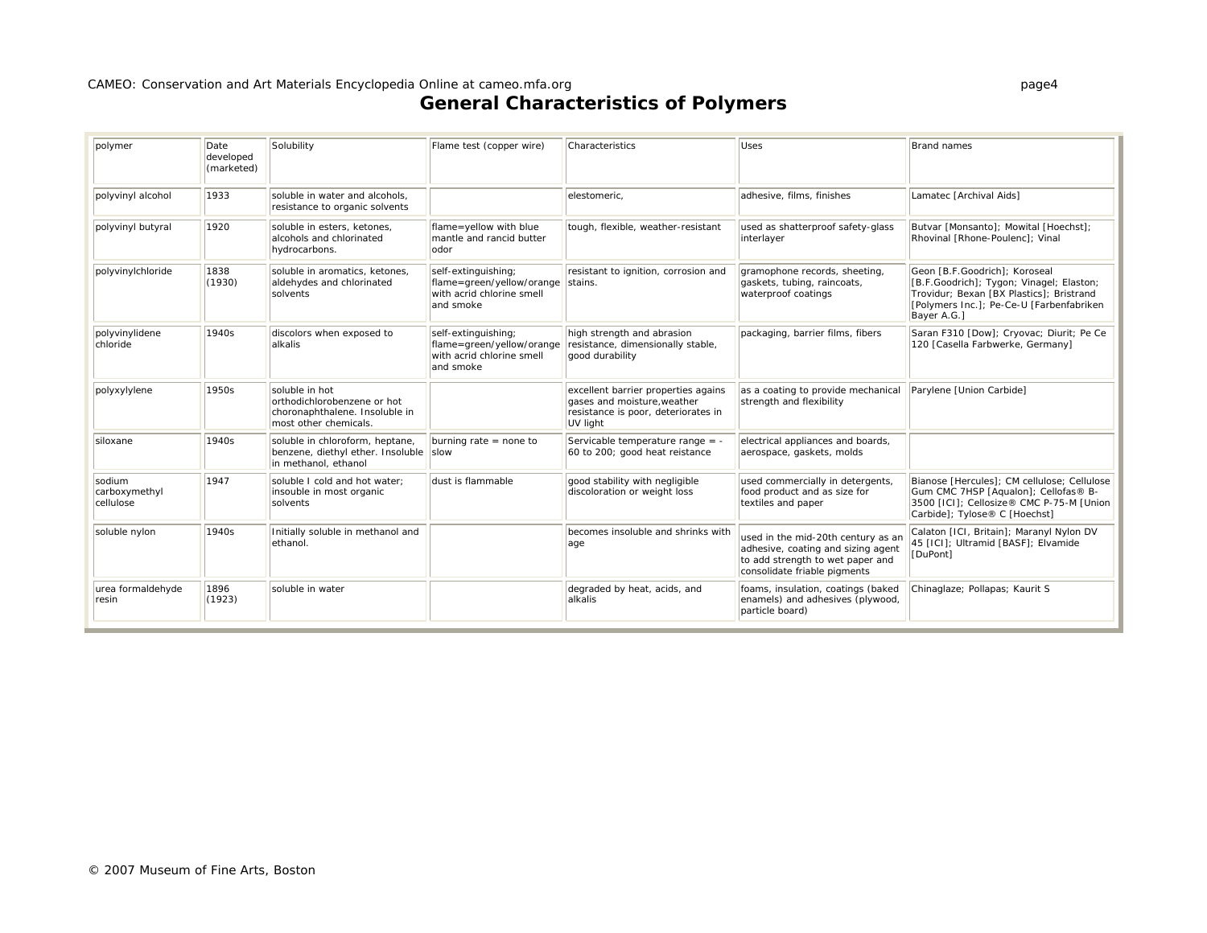## General Characteristics of Polymers

| polymer | Date developed (marketed) | Solubility | Flame test (copper wire) | Characteristics | Uses | Brand names |
|---|---|---|---|---|---|---|
| polyvinyl alcohol | 1933 | soluble in water and alcohols, resistance to organic solvents | | elestomeric, | adhesive, films, finishes | Lamatec [Archival Aids] |
| polyvinyl butyral | 1920 | soluble in esters, ketones, alcohols and chlorinated hydrocarbons. | flame=yellow with blue mantle and rancid butter odor | tough, flexible, weather-resistant | used as shatterproof safety-glass interlayer | Butvar [Monsanto]; Mowital [Hoechst]; Rhovinal [Rhone-Poulenc]; Vinal |
| polyvinylchloride | 1838 (1930) | soluble in aromatics, ketones, aldehydes and chlorinated solvents | self-extinguishing; flame=green/yellow/orange with acrid chlorine smell and smoke | resistant to ignition, corrosion and stains. | gramophone records, sheeting, gaskets, tubing, raincoats, waterproof coatings | Geon [B.F.Goodrich]; Koroseal [B.F.Goodrich]; Tygon; Vinagel; Elaston; Trovidur; Bexan [BX Plastics]; Bristrand [Polymers Inc.]; Pe-Ce-U [Farbenfabriken Bayer A.G.] |
| polyvinylidene chloride | 1940s | discolors when exposed to alkalis | self-extinguishing; flame=green/yellow/orange with acrid chlorine smell and smoke | high strength and abrasion resistance, dimensionally stable, good durability | packaging, barrier films, fibers | Saran F310 [Dow]; Cryovac; Diurit; Pe Ce 120 [Casella Farbwerke, Germany] |
| polyxylylene | 1950s | soluble in hot orthodichlorobenzene or hot choronaphthalene. Insoluble in most other chemicals. | | excellent barrier properties agains gases and moisture,weather resistance is poor, deteriorates in UV light | as a coating to provide mechanical strength and flexibility | Parylene [Union Carbide] |
| siloxane | 1940s | soluble in chloroform, heptane, benzene, diethyl ether. Insoluble in methanol, ethanol | burning rate = none to slow | Servicable temperature range = -60 to 200; good heat resistance | electrical appliances and boards, aerospace, gaskets, molds | |
| sodium carboxymethyl cellulose | 1947 | soluble I cold and hot water; insouble in most organic solvents | dust is flammable | good stability with negligible discoloration or weight loss | used commercially in detergents, food product and as size for textiles and paper | Bianose [Hercules]; CM cellulose; Cellulose Gum CMC 7HSP [Aqualon]; Cellofas® B-3500 [ICI]; Cellosize® CMC P-75-M [Union Carbide]; Tylose® C [Hoechst] |
| soluble nylon | 1940s | Initially soluble in methanol and ethanol. | | becomes insoluble and shrinks with age | used in the mid-20th century as an adhesive, coating and sizing agent to add strength to wet paper and consolidate friable pigments | Calaton [ICI, Britain]; Maranyl Nylon DV 45 [ICI]; Ultramid [BASF]; Elvamide [DuPont] |
| urea formaldehyde resin | 1896 (1923) | soluble in water | | degraded by heat, acids, and alkalis | foams, insulation, coatings (baked enamels) and adhesives (plywood, particle board) | Chinaglaze; Pollapas; Kaurit S |